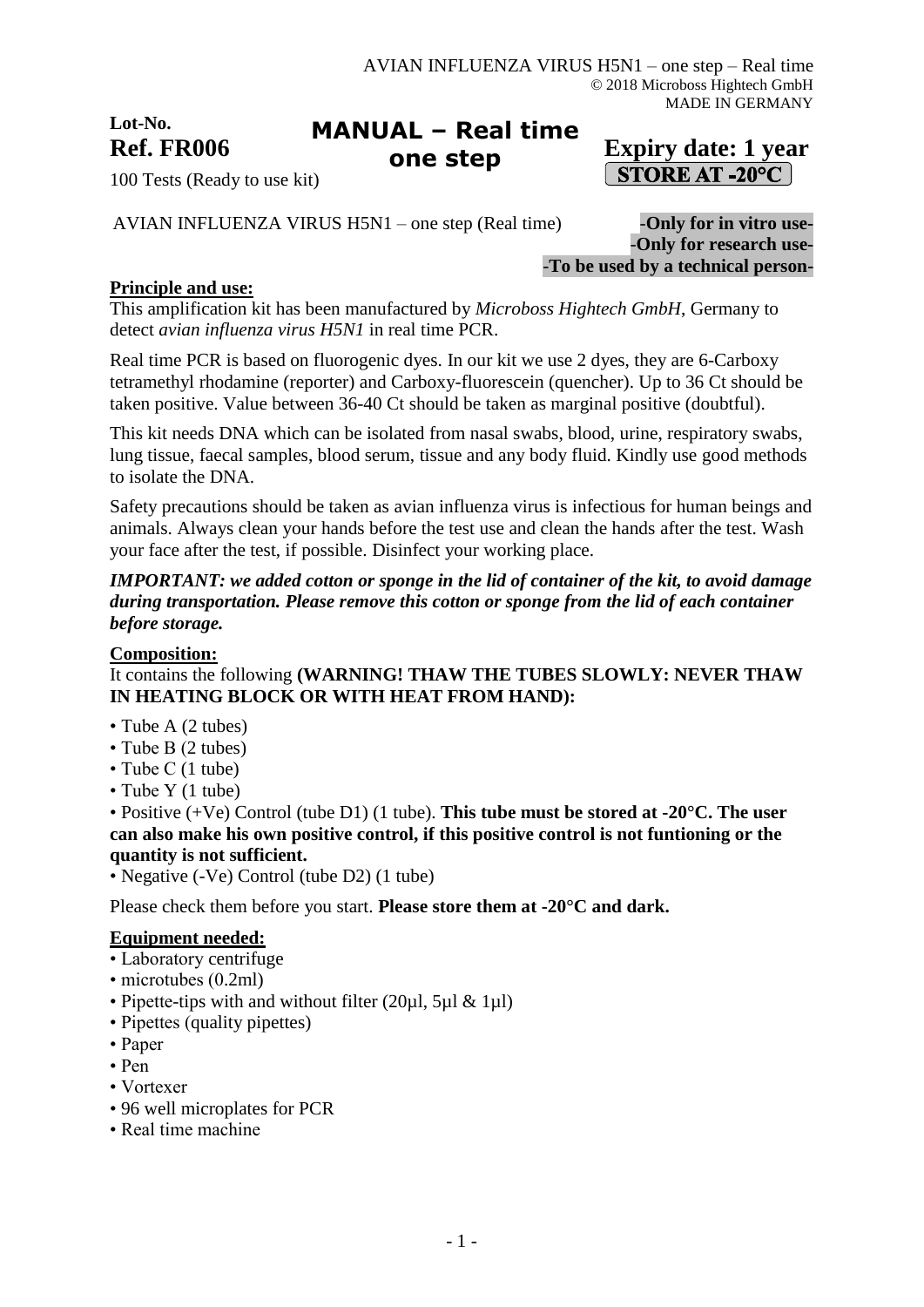AVIAN INFLUENZA VIRUS H5N1 – one step – Real time
© 2018 Microboss Hightech GmbH
MADE IN GERMANY

**Lot-No.**
**Ref. FR006**
100 Tests (Ready to use kit)

# MANUAL – Real time one step

**Expiry date: 1 year**
**STORE AT -20°C**

AVIAN INFLUENZA VIRUS H5N1 – one step (Real time)

**-Only for in vitro use-**
**-Only for research use-**
**-To be used by a technical person-**

## Principle and use:

This amplification kit has been manufactured by *Microboss Hightech GmbH*, Germany to detect *avian influenza virus H5N1* in real time PCR.

Real time PCR is based on fluorogenic dyes. In our kit we use 2 dyes, they are 6-Carboxy tetramethyl rhodamine (reporter) and Carboxy-fluorescein (quencher). Up to 36 Ct should be taken positive. Value between 36-40 Ct should be taken as marginal positive (doubtful).

This kit needs DNA which can be isolated from nasal swabs, blood, urine, respiratory swabs, lung tissue, faecal samples, blood serum, tissue and any body fluid. Kindly use good methods to isolate the DNA.

Safety precautions should be taken as avian influenza virus is infectious for human beings and animals. Always clean your hands before the test use and clean the hands after the test. Wash your face after the test, if possible. Disinfect your working place.

***IMPORTANT: we added cotton or sponge in the lid of container of the kit, to avoid damage during transportation. Please remove this cotton or sponge from the lid of each container before storage.***

## Composition:

It contains the following **(WARNING! THAW THE TUBES SLOWLY: NEVER THAW IN HEATING BLOCK OR WITH HEAT FROM HAND):**

- Tube A (2 tubes)
- Tube B (2 tubes)
- Tube C (1 tube)
- Tube Y (1 tube)
- Positive (+Ve) Control (tube D1) (1 tube). **This tube must be stored at -20°C. The user can also make his own positive control, if this positive control is not funtioning or the quantity is not sufficient.**
- Negative (-Ve) Control (tube D2) (1 tube)

Please check them before you start. **Please store them at -20°C and dark.**

## Equipment needed:

- Laboratory centrifuge
- microtubes (0.2ml)
- Pipette-tips with and without filter (20µl, 5µl & 1µl)
- Pipettes (quality pipettes)
- Paper
- Pen
- Vortexer
- 96 well microplates for PCR
- Real time machine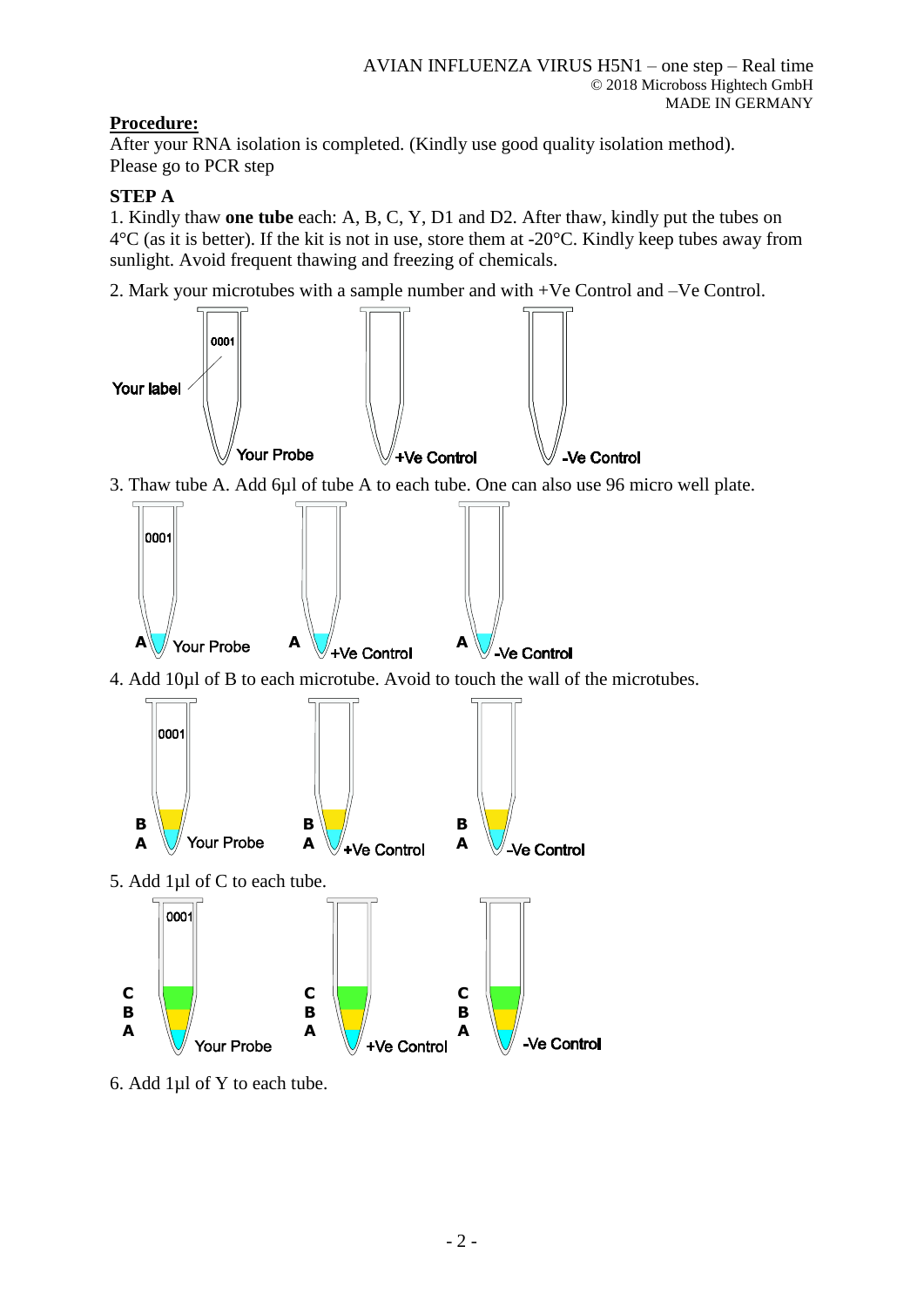## Procedure:

After your RNA isolation is completed. (Kindly use good quality isolation method).
Please go to PCR step

### STEP A

1. Kindly thaw **one tube** each: A, B, C, Y, D1 and D2. After thaw, kindly put the tubes on 4°C (as it is better). If the kit is not in use, store them at -20°C. Kindly keep tubes away from sunlight. Avoid frequent thawing and freezing of chemicals.

2. Mark your microtubes with a sample number and with +Ve Control and –Ve Control.

3. Thaw tube A. Add 6µl of tube A to each tube. One can also use 96 micro well plate.

4. Add 10µl of B to each microtube. Avoid to touch the wall of the microtubes.

5. Add 1µl of C to each tube.

6. Add 1µl of Y to each tube.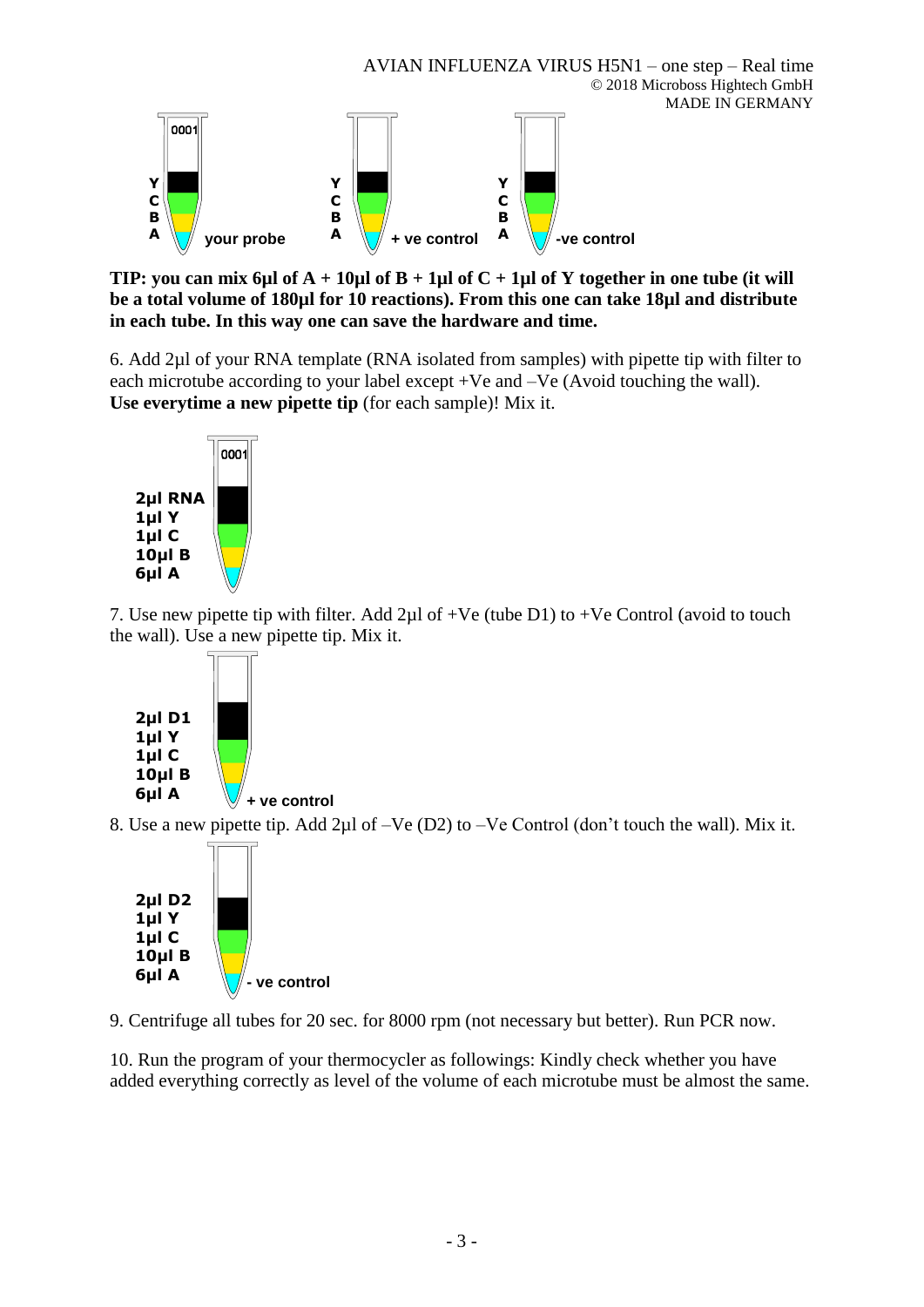TIP: **you can mix 6µl of A + 10µl of B + 1µl of C + 1µl of Y together in one tube (it will be a total volume of 180µl for 10 reactions). From this one can take 18µl and distribute in each tube. In this way one can save the hardware and time.**

6. Add 2µl of your RNA template (RNA isolated from samples) with pipette tip with filter to each microtube according to your label except +Ve and –Ve (Avoid touching the wall). **Use everytime a new pipette tip** (for each sample)! Mix it.

7. Use new pipette tip with filter. Add 2µl of +Ve (tube D1) to +Ve Control (avoid to touch the wall). Use a new pipette tip. Mix it.

8. Use a new pipette tip. Add 2µl of –Ve (D2) to –Ve Control (don't touch the wall). Mix it.

9. Centrifuge all tubes for 20 sec. for 8000 rpm (not necessary but better). Run PCR now.

10. Run the program of your thermocycler as followings: Kindly check whether you have added everything correctly as level of the volume of each microtube must be almost the same.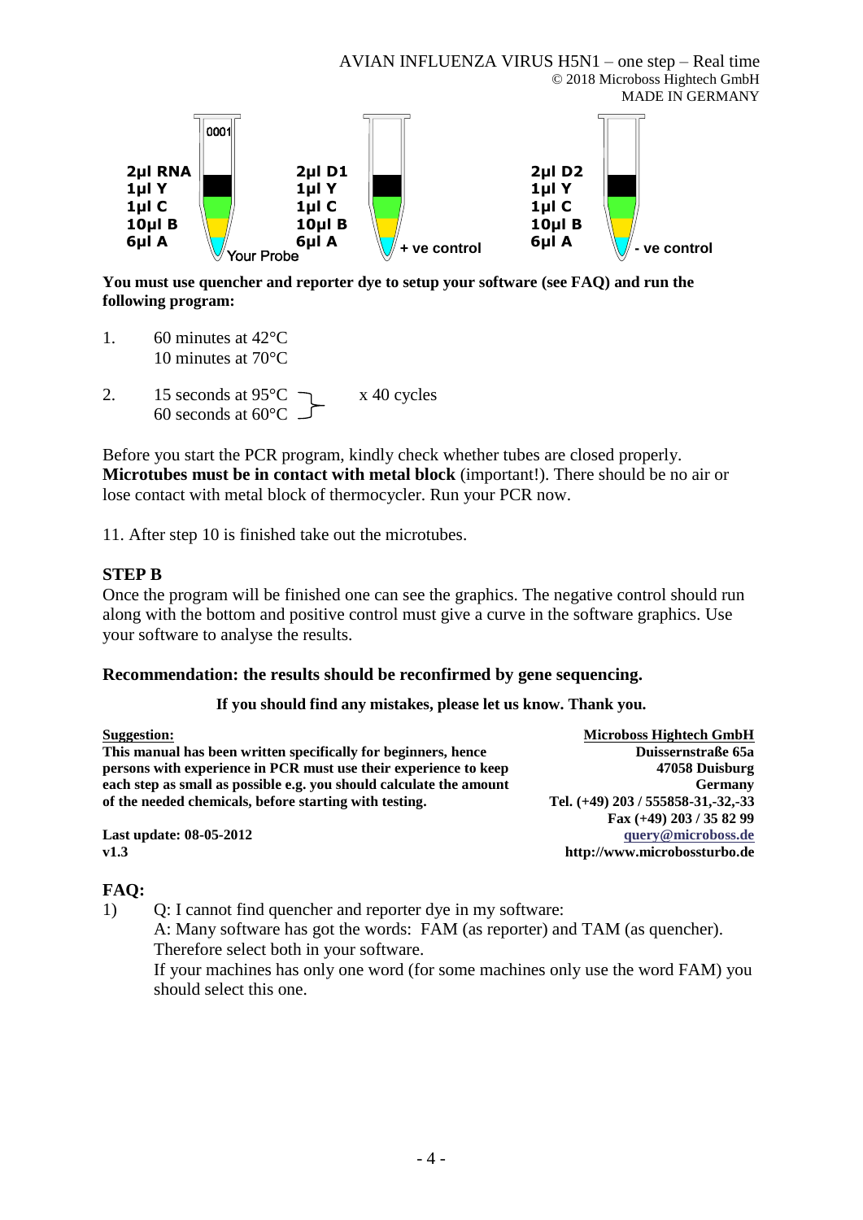2µl RNA
1µl Y
1µl C
10µl B
6µl A
0001
Your Probe

2µl D1
1µl Y
1µl C
10µl B
6µl A
+ ve control

2µl D2
1µl Y
1µl C
10µl B
6µl A
- ve control

**You must use quencher and reporter dye to setup your software (see FAQ) and run the following program:**

1. 60 minutes at 42°C
   10 minutes at 70°C

2. 15 seconds at 95°C
   60 seconds at 60°C  } x 40 cycles

Before you start the PCR program, kindly check whether tubes are closed properly. **Microtubes must be in contact with metal block** (important!). There should be no air or lose contact with metal block of thermocycler. Run your PCR now.

11. After step 10 is finished take out the microtubes.

## STEP B

Once the program will be finished one can see the graphics. The negative control should run along with the bottom and positive control must give a curve in the software graphics. Use your software to analyse the results.

**Recommendation: the results should be reconfirmed by gene sequencing.**

**If you should find any mistakes, please let us know. Thank you.**

**Suggestion:**
**This manual has been written specifically for beginners, hence persons with experience in PCR must use their experience to keep each step as small as possible e.g. you should calculate the amount of the needed chemicals, before starting with testing.**

**Last update: 08-05-2012**
**v1.3**

**Microboss Hightech GmbH**
**Duissernstraße 65a**
**47058 Duisburg**
**Germany**
**Tel. (+49) 203 / 555858-31,-32,-33**
**Fax (+49) 203 / 35 82 99**
**query@microboss.de**
**http://www.microbossturbo.de**

## FAQ:

1) Q: I cannot find quencher and reporter dye in my software:
   A: Many software has got the words: FAM (as reporter) and TAM (as quencher). Therefore select both in your software.
   If your machines has only one word (for some machines only use the word FAM) you should select this one.